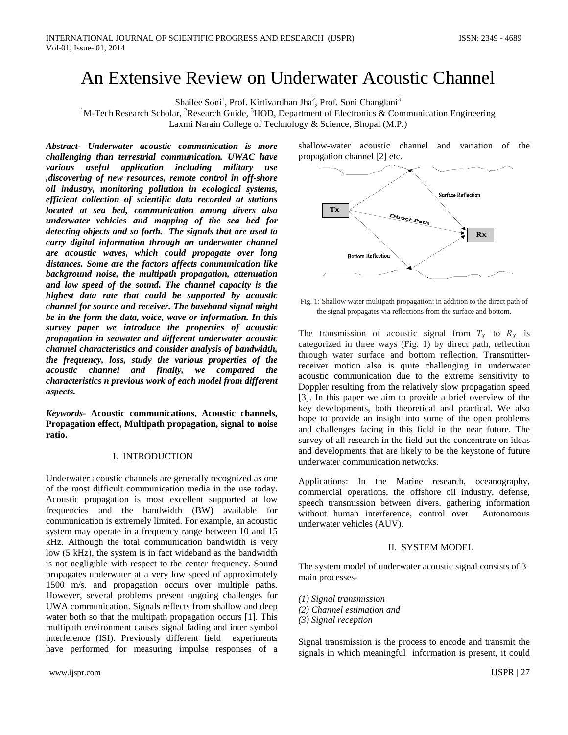# An Extensive Review on Underwater Acoustic Channel

Shailee Soni[1], Prof. Kirtivardhan Jha[2], Prof. Soni Changlani[3]

[1]M-Tech Research Scholar, [2]Research Guide, [3]HOD, Department of Electronics & Communication Engineering
Laxmi Narain College of Technology & Science, Bhopal (M.P.)

***Abstract- Underwater acoustic communication is more challenging than terrestrial communication. UWAC have various useful application including military use ,discovering of new resources, remote control in off-shore oil industry, monitoring pollution in ecological systems, efficient collection of scientific data recorded at stations located at sea bed, communication among divers also underwater vehicles and mapping of the sea bed for detecting objects and so forth. The signals that are used to carry digital information through an underwater channel are acoustic waves, which could propagate over long distances. Some are the factors affects communication like background noise, the multipath propagation, attenuation and low speed of the sound. The channel capacity is the highest data rate that could be supported by acoustic channel for source and receiver. The baseband signal might be in the form the data, voice, wave or information. In this survey paper we introduce the properties of acoustic propagation in seawater and different underwater acoustic channel characteristics and consider analysis of bandwidth, the frequency, loss, study the various properties of the acoustic channel and finally, we compared the characteristics n previous work of each model from different aspects.***

***Keywords-*** **Acoustic communications, Acoustic channels, Propagation effect, Multipath propagation, signal to noise ratio.**

## I. INTRODUCTION

Underwater acoustic channels are generally recognized as one of the most difficult communication media in the use today. Acoustic propagation is most excellent supported at low frequencies and the bandwidth (BW) available for communication is extremely limited. For example, an acoustic system may operate in a frequency range between 10 and 15 kHz. Although the total communication bandwidth is very low (5 kHz), the system is in fact wideband as the bandwidth is not negligible with respect to the center frequency. Sound propagates underwater at a very low speed of approximately 1500 m/s, and propagation occurs over multiple paths. However, several problems present ongoing challenges for UWA communication. Signals reflects from shallow and deep water both so that the multipath propagation occurs [1]. This multipath environment causes signal fading and inter symbol interference (ISI). Previously different field experiments have performed for measuring impulse responses of a shallow-water acoustic channel and variation of the propagation channel [2] etc.

Fig. 1: Shallow water multipath propagation: in addition to the direct path of the signal propagates via reflections from the surface and bottom.

The transmission of acoustic signal from $T_X$ to $R_X$ is categorized in three ways (Fig. 1) by direct path, reflection through water surface and bottom reflection. Transmitter-receiver motion also is quite challenging in underwater acoustic communication due to the extreme sensitivity to Doppler resulting from the relatively slow propagation speed [3]. In this paper we aim to provide a brief overview of the key developments, both theoretical and practical. We also hope to provide an insight into some of the open problems and challenges facing in this field in the near future. The survey of all research in the field but the concentrate on ideas and developments that are likely to be the keystone of future underwater communication networks.

Applications: In the Marine research, oceanography, commercial operations, the offshore oil industry, defense, speech transmission between divers, gathering information without human interference, control over Autonomous underwater vehicles (AUV).

## II. SYSTEM MODEL

The system model of underwater acoustic signal consists of 3 main processes-

*(1) Signal transmission*
*(2) Channel estimation and*
*(3) Signal reception*

Signal transmission is the process to encode and transmit the signals in which meaningful information is present, it could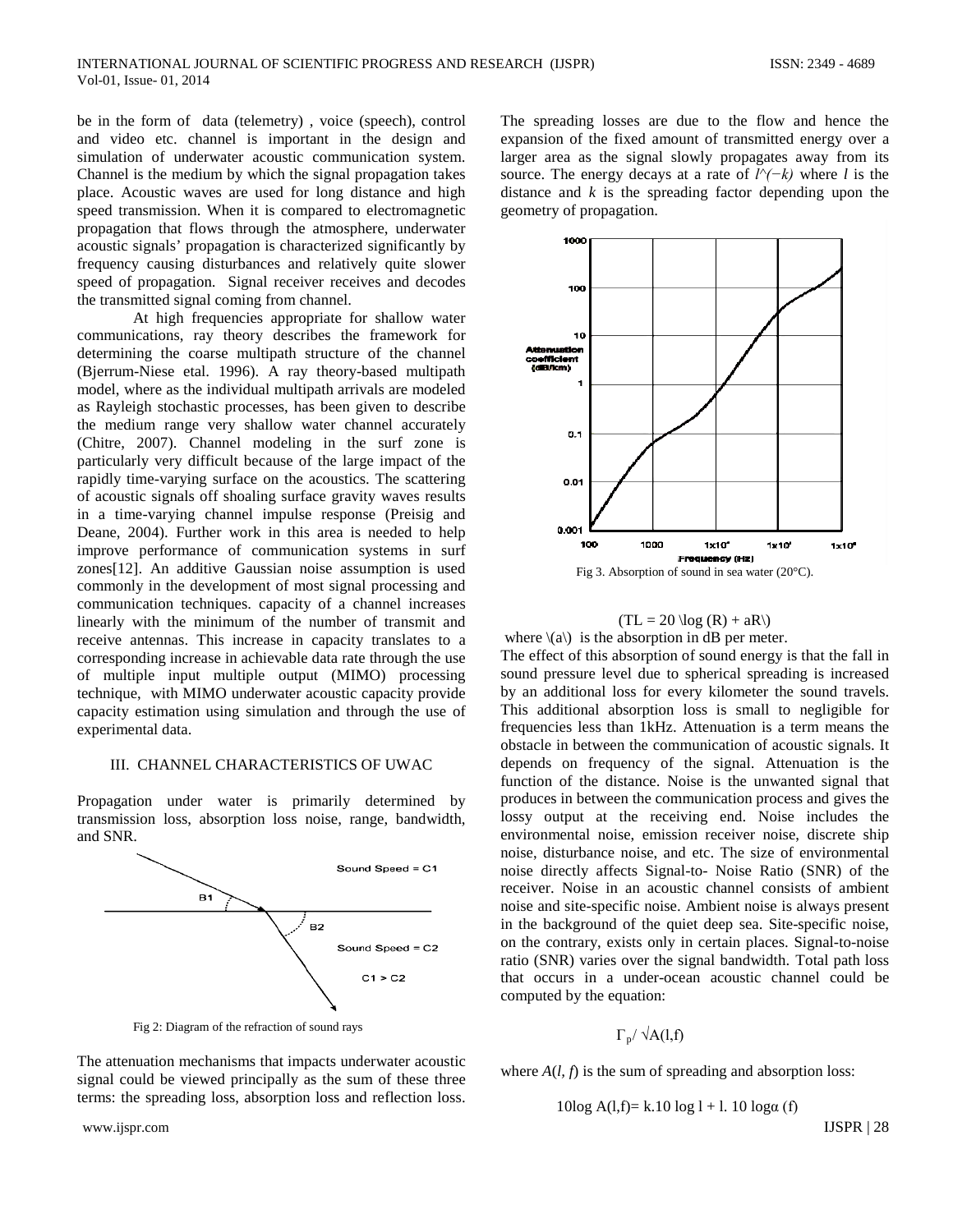be in the form of data (telemetry) , voice (speech), control and video etc. channel is important in the design and simulation of underwater acoustic communication system. Channel is the medium by which the signal propagation takes place. Acoustic waves are used for long distance and high speed transmission. When it is compared to electromagnetic propagation that flows through the atmosphere, underwater acoustic signals' propagation is characterized significantly by frequency causing disturbances and relatively quite slower speed of propagation. Signal receiver receives and decodes the transmitted signal coming from channel.

At high frequencies appropriate for shallow water communications, ray theory describes the framework for determining the coarse multipath structure of the channel (Bjerrum-Niese etal. 1996). A ray theory-based multipath model, where as the individual multipath arrivals are modeled as Rayleigh stochastic processes, has been given to describe the medium range very shallow water channel accurately (Chitre, 2007). Channel modeling in the surf zone is particularly very difficult because of the large impact of the rapidly time-varying surface on the acoustics. The scattering of acoustic signals off shoaling surface gravity waves results in a time-varying channel impulse response (Preisig and Deane, 2004). Further work in this area is needed to help improve performance of communication systems in surf zones[12]. An additive Gaussian noise assumption is used commonly in the development of most signal processing and communication techniques. capacity of a channel increases linearly with the minimum of the number of transmit and receive antennas. This increase in capacity translates to a corresponding increase in achievable data rate through the use of multiple input multiple output (MIMO) processing technique, with MIMO underwater acoustic capacity provide capacity estimation using simulation and through the use of experimental data.

## III. CHANNEL CHARACTERISTICS OF UWAC

Propagation under water is primarily determined by transmission loss, absorption loss noise, range, bandwidth, and SNR.

Fig 2: Diagram of the refraction of sound rays

The attenuation mechanisms that impacts underwater acoustic signal could be viewed principally as the sum of these three terms: the spreading loss, absorption loss and reflection loss. The spreading losses are due to the flow and hence the expansion of the fixed amount of transmitted energy over a larger area as the signal slowly propagates away from its source. The energy decays at a rate of $l^{(-k)}$ where $l$ is the distance and $k$ is the spreading factor depending upon the geometry of propagation.

Fig 3. Absorption of sound in sea water (20°C).

$$TL = 20 \log (R) + aR$$

where $a$ is the absorption in dB per meter.

The effect of this absorption of sound energy is that the fall in sound pressure level due to spherical spreading is increased by an additional loss for every kilometer the sound travels. This additional absorption loss is small to negligible for frequencies less than 1kHz. Attenuation is a term means the obstacle in between the communication of acoustic signals. It depends on frequency of the signal. Attenuation is the function of the distance. Noise is the unwanted signal that produces in between the communication process and gives the lossy output at the receiving end. Noise includes the environmental noise, emission receiver noise, discrete ship noise, disturbance noise, and etc. The size of environmental noise directly affects Signal-to- Noise Ratio (SNR) of the receiver. Noise in an acoustic channel consists of ambient noise and site-specific noise. Ambient noise is always present in the background of the quiet deep sea. Site-specific noise, on the contrary, exists only in certain places. Signal-to-noise ratio (SNR) varies over the signal bandwidth. Total path loss that occurs in a under-ocean acoustic channel could be computed by the equation:

$$\Gamma_p / \sqrt{A(l,f)}$$

where $A(l, f)$ is the sum of spreading and absorption loss:

$$10\log A(l,f) = k.10 \log l + l.\ 10 \log\alpha (f)$$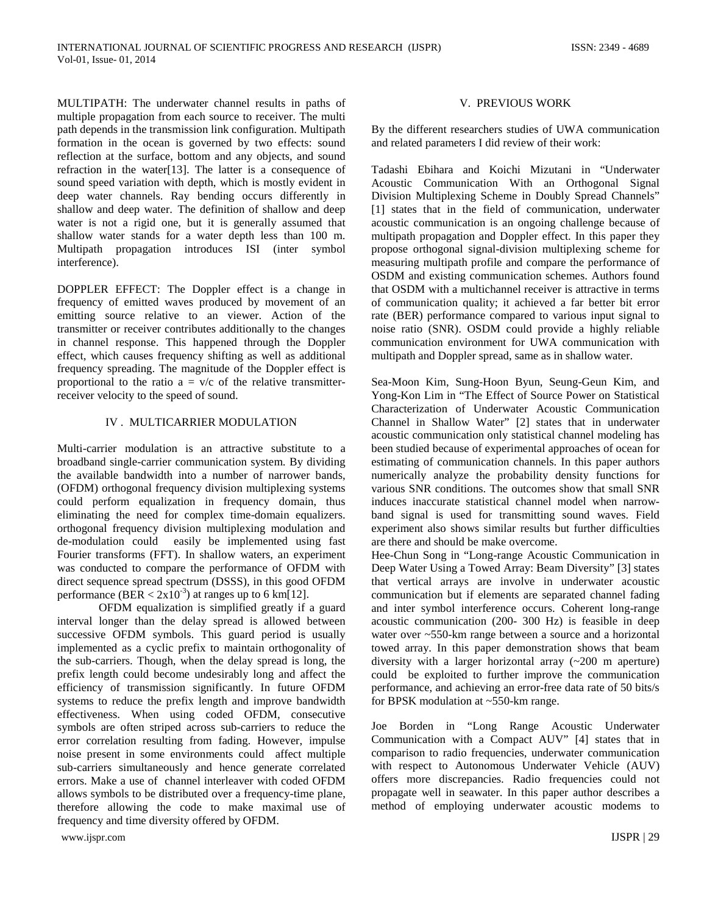MULTIPATH: The underwater channel results in paths of multiple propagation from each source to receiver. The multi path depends in the transmission link configuration. Multipath formation in the ocean is governed by two effects: sound reflection at the surface, bottom and any objects, and sound refraction in the water[13]. The latter is a consequence of sound speed variation with depth, which is mostly evident in deep water channels. Ray bending occurs differently in shallow and deep water. The definition of shallow and deep water is not a rigid one, but it is generally assumed that shallow water stands for a water depth less than 100 m. Multipath propagation introduces ISI (inter symbol interference).

DOPPLER EFFECT: The Doppler effect is a change in frequency of emitted waves produced by movement of an emitting source relative to an viewer. Action of the transmitter or receiver contributes additionally to the changes in channel response. This happened through the Doppler effect, which causes frequency shifting as well as additional frequency spreading. The magnitude of the Doppler effect is proportional to the ratio $a = v/c$ of the relative transmitter-receiver velocity to the speed of sound.

## IV . MULTICARRIER MODULATION

Multi-carrier modulation is an attractive substitute to a broadband single-carrier communication system. By dividing the available bandwidth into a number of narrower bands, (OFDM) orthogonal frequency division multiplexing systems could perform equalization in frequency domain, thus eliminating the need for complex time-domain equalizers. orthogonal frequency division multiplexing modulation and de-modulation could easily be implemented using fast Fourier transforms (FFT). In shallow waters, an experiment was conducted to compare the performance of OFDM with direct sequence spread spectrum (DSSS), in this good OFDM performance (BER $< 2x10^{-3}$) at ranges up to 6 km[12].

OFDM equalization is simplified greatly if a guard interval longer than the delay spread is allowed between successive OFDM symbols. This guard period is usually implemented as a cyclic prefix to maintain orthogonality of the sub-carriers. Though, when the delay spread is long, the prefix length could become undesirably long and affect the efficiency of transmission significantly. In future OFDM systems to reduce the prefix length and improve bandwidth effectiveness. When using coded OFDM, consecutive symbols are often striped across sub-carriers to reduce the error correlation resulting from fading. However, impulse noise present in some environments could affect multiple sub-carriers simultaneously and hence generate correlated errors. Make a use of channel interleaver with coded OFDM allows symbols to be distributed over a frequency-time plane, therefore allowing the code to make maximal use of frequency and time diversity offered by OFDM.

## V. PREVIOUS WORK

By the different researchers studies of UWA communication and related parameters I did review of their work:

Tadashi Ebihara and Koichi Mizutani in "Underwater Acoustic Communication With an Orthogonal Signal Division Multiplexing Scheme in Doubly Spread Channels" [1] states that in the field of communication, underwater acoustic communication is an ongoing challenge because of multipath propagation and Doppler effect. In this paper they propose orthogonal signal-division multiplexing scheme for measuring multipath profile and compare the performance of OSDM and existing communication schemes. Authors found that OSDM with a multichannel receiver is attractive in terms of communication quality; it achieved a far better bit error rate (BER) performance compared to various input signal to noise ratio (SNR). OSDM could provide a highly reliable communication environment for UWA communication with multipath and Doppler spread, same as in shallow water.

Sea-Moon Kim, Sung-Hoon Byun, Seung-Geun Kim, and Yong-Kon Lim in "The Effect of Source Power on Statistical Characterization of Underwater Acoustic Communication Channel in Shallow Water" [2] states that in underwater acoustic communication only statistical channel modeling has been studied because of experimental approaches of ocean for estimating of communication channels. In this paper authors numerically analyze the probability density functions for various SNR conditions. The outcomes show that small SNR induces inaccurate statistical channel model when narrow-band signal is used for transmitting sound waves. Field experiment also shows similar results but further difficulties are there and should be make overcome.

Hee-Chun Song in "Long-range Acoustic Communication in Deep Water Using a Towed Array: Beam Diversity" [3] states that vertical arrays are involve in underwater acoustic communication but if elements are separated channel fading and inter symbol interference occurs. Coherent long-range acoustic communication (200- 300 Hz) is feasible in deep water over ~550-km range between a source and a horizontal towed array. In this paper demonstration shows that beam diversity with a larger horizontal array (~200 m aperture) could be exploited to further improve the communication performance, and achieving an error-free data rate of 50 bits/s for BPSK modulation at ~550-km range.

Joe Borden in "Long Range Acoustic Underwater Communication with a Compact AUV" [4] states that in comparison to radio frequencies, underwater communication with respect to Autonomous Underwater Vehicle (AUV) offers more discrepancies. Radio frequencies could not propagate well in seawater. In this paper author describes a method of employing underwater acoustic modems to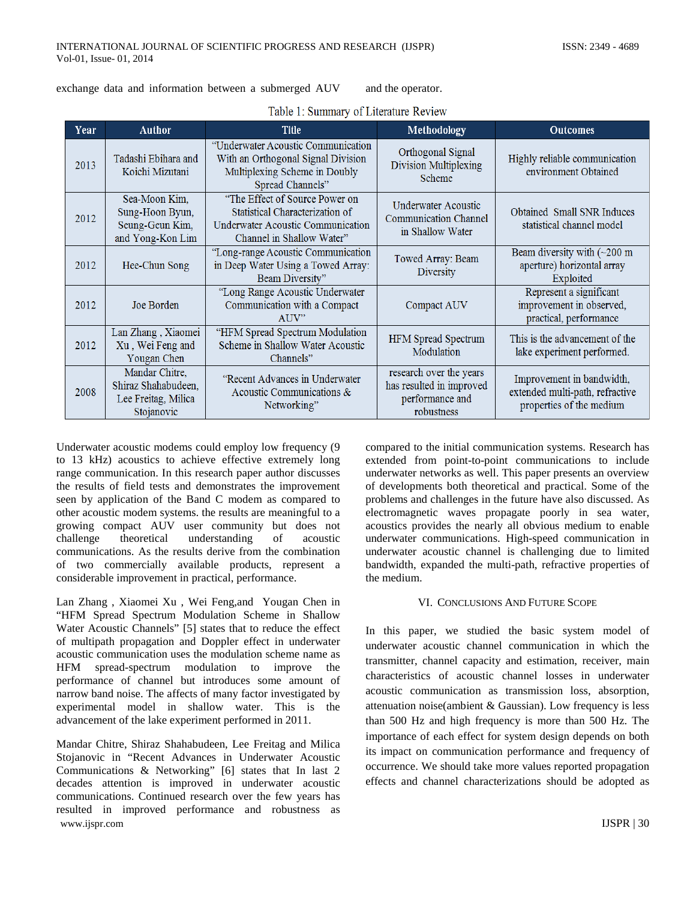exchange data and information between a submerged AUV and the operator.

Table 1: Summary of Literature Review

| Year | Author | Title | Methodology | Outcomes |
|---|---|---|---|---|
| 2013 | Tadashi Ebihara and Koichi Mizutani | "Underwater Acoustic Communication With an Orthogonal Signal Division Multiplexing Scheme in Doubly Spread Channels" | Orthogonal Signal Division Multiplexing Scheme | Highly reliable communication environment Obtained |
| 2012 | Sea-Moon Kim, Sung-Hoon Byun, Seung-Geun Kim, and Yong-Kon Lim | "The Effect of Source Power on Statistical Characterization of Underwater Acoustic Communication Channel in Shallow Water" | Underwater Acoustic Communication Channel in Shallow Water | Obtained Small SNR Induces statistical channel model |
| 2012 | Hee-Chun Song | "Long-range Acoustic Communication in Deep Water Using a Towed Array: Beam Diversity" | Towed Array: Beam Diversity | Beam diversity with (~200 m aperture) horizontal array Exploited |
| 2012 | Joe Borden | "Long Range Acoustic Underwater Communication with a Compact AUV" | Compact AUV | Represent a significant improvement in observed, practical, performance |
| 2012 | Lan Zhang , Xiaomei Xu , Wei Feng and Yougan Chen | "HFM Spread Spectrum Modulation Scheme in Shallow Water Acoustic Channels" | HFM Spread Spectrum Modulation | This is the advancement of the lake experiment performed. |
| 2008 | Mandar Chitre, Shiraz Shahabudeen, Lee Freitag, Milica Stojanovic | "Recent Advances in Underwater Acoustic Communications & Networking" | research over the years has resulted in improved performance and robustness | Improvement in bandwidth, extended multi-path, refractive properties of the medium |

Underwater acoustic modems could employ low frequency (9 to 13 kHz) acoustics to achieve effective extremely long range communication. In this research paper author discusses the results of field tests and demonstrates the improvement seen by application of the Band C modem as compared to other acoustic modem systems. the results are meaningful to a growing compact AUV user community but does not challenge theoretical understanding of acoustic communications. As the results derive from the combination of two commercially available products, represent a considerable improvement in practical, performance.

Lan Zhang , Xiaomei Xu , Wei Feng,and Yougan Chen in "HFM Spread Spectrum Modulation Scheme in Shallow Water Acoustic Channels" [5] states that to reduce the effect of multipath propagation and Doppler effect in underwater acoustic communication uses the modulation scheme name as HFM spread-spectrum modulation to improve the performance of channel but introduces some amount of narrow band noise. The affects of many factor investigated by experimental model in shallow water. This is the advancement of the lake experiment performed in 2011.

Mandar Chitre, Shiraz Shahabudeen, Lee Freitag and Milica Stojanovic in "Recent Advances in Underwater Acoustic Communications & Networking" [6] states that In last 2 decades attention is improved in underwater acoustic communications. Continued research over the few years has resulted in improved performance and robustness as compared to the initial communication systems. Research has extended from point-to-point communications to include underwater networks as well. This paper presents an overview of developments both theoretical and practical. Some of the problems and challenges in the future have also discussed. As electromagnetic waves propagate poorly in sea water, acoustics provides the nearly all obvious medium to enable underwater communications. High-speed communication in underwater acoustic channel is challenging due to limited bandwidth, expanded the multi-path, refractive properties of the medium.

## VI. Conclusions And Future Scope

In this paper, we studied the basic system model of underwater acoustic channel communication in which the transmitter, channel capacity and estimation, receiver, main characteristics of acoustic channel losses in underwater acoustic communication as transmission loss, absorption, attenuation noise(ambient & Gaussian). Low frequency is less than 500 Hz and high frequency is more than 500 Hz. The importance of each effect for system design depends on both its impact on communication performance and frequency of occurrence. We should take more values reported propagation effects and channel characterizations should be adopted as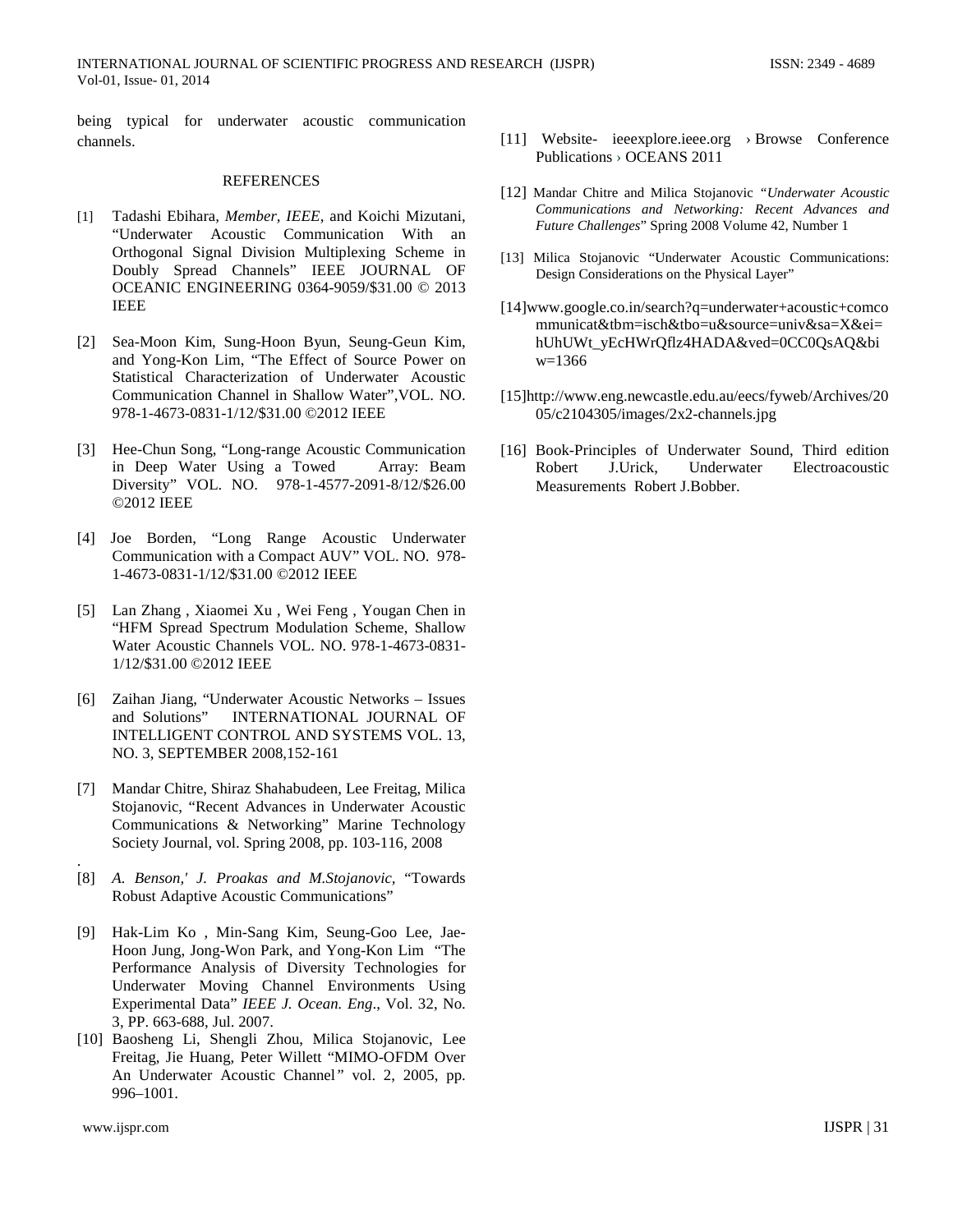being typical for underwater acoustic communication channels.

## REFERENCES

[1] Tadashi Ebihara, *Member, IEEE*, and Koichi Mizutani, "Underwater Acoustic Communication With an Orthogonal Signal Division Multiplexing Scheme in Doubly Spread Channels" IEEE JOURNAL OF OCEANIC ENGINEERING 0364-9059/$31.00 © 2013 IEEE

[2] Sea-Moon Kim, Sung-Hoon Byun, Seung-Geun Kim, and Yong-Kon Lim, "The Effect of Source Power on Statistical Characterization of Underwater Acoustic Communication Channel in Shallow Water",VOL. NO. 978-1-4673-0831-1/12/$31.00 ©2012 IEEE

[3] Hee-Chun Song, "Long-range Acoustic Communication in Deep Water Using a Towed Array: Beam Diversity" VOL. NO. 978-1-4577-2091-8/12/$26.00 ©2012 IEEE

[4] Joe Borden, "Long Range Acoustic Underwater Communication with a Compact AUV" VOL. NO. 978-1-4673-0831-1/12/$31.00 ©2012 IEEE

[5] Lan Zhang , Xiaomei Xu , Wei Feng , Yougan Chen in "HFM Spread Spectrum Modulation Scheme, Shallow Water Acoustic Channels VOL. NO. 978-1-4673-0831-1/12/$31.00 ©2012 IEEE

[6] Zaihan Jiang, "Underwater Acoustic Networks – Issues and Solutions" INTERNATIONAL JOURNAL OF INTELLIGENT CONTROL AND SYSTEMS VOL. 13, NO. 3, SEPTEMBER 2008,152-161

[7] Mandar Chitre, Shiraz Shahabudeen, Lee Freitag, Milica Stojanovic, "Recent Advances in Underwater Acoustic Communications & Networking" Marine Technology Society Journal, vol. Spring 2008, pp. 103-116, 2008

[8] *A. Benson,' J. Proakas and M.Stojanovic,* "Towards Robust Adaptive Acoustic Communications"

[9] Hak-Lim Ko , Min-Sang Kim, Seung-Goo Lee, Jae-Hoon Jung, Jong-Won Park, and Yong-Kon Lim "The Performance Analysis of Diversity Technologies for Underwater Moving Channel Environments Using Experimental Data" *IEEE J. Ocean. Eng*., Vol. 32, No. 3, PP. 663-688, Jul. 2007.

[10] Baosheng Li, Shengli Zhou, Milica Stojanovic, Lee Freitag, Jie Huang, Peter Willett "MIMO-OFDM Over An Underwater Acoustic Channel" vol. 2, 2005, pp. 996–1001.

[11] Website- ieeexplore.ieee.org › Browse Conference Publications › OCEANS 2011

[12] Mandar Chitre and Milica Stojanovic *"Underwater Acoustic Communications and Networking: Recent Advances and Future Challenges*" Spring 2008 Volume 42, Number 1

[13] Milica Stojanovic "Underwater Acoustic Communications: Design Considerations on the Physical Layer"

[14]www.google.co.in/search?q=underwater+acoustic+comcommunicat&tbm=isch&tbo=u&source=univ&sa=X&ei=hUhUWt_yEcHWrQflz4HADA&ved=0CC0QsAQ&biw=1366

[15]http://www.eng.newcastle.edu.au/eecs/fyweb/Archives/2005/c2104305/images/2x2-channels.jpg

[16] Book-Principles of Underwater Sound, Third edition Robert J.Urick, Underwater Electroacoustic Measurements Robert J.Bobber.